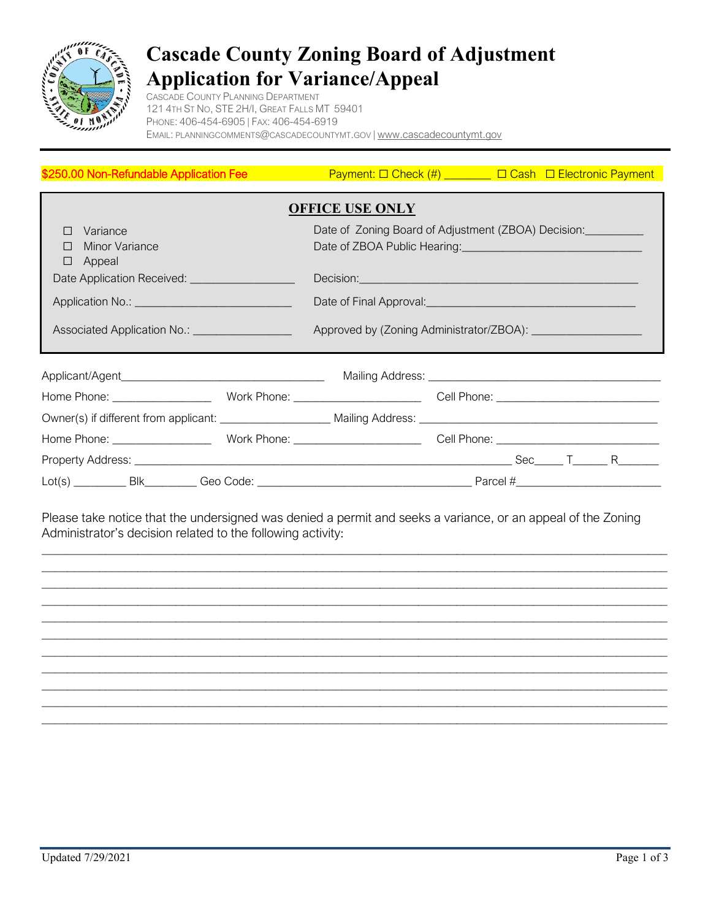# Cascade County Zoning Board of Adjustment Application for Variance/Appeal

CASCADE COUNTY PLANNING DEPARTMENT
121 4TH ST NO, STE 2H/I, GREAT FALLS MT 59401
PHONE: 406-454-6905 | FAX: 406-454-6919
EMAIL: PLANNINGCOMMENTS@CASCADECOUNTYMT.GOV | www.cascadecountymt.gov

**$250.00 Non-Refundable Application Fee** Payment: ☐ Check (#) _______ ☐ Cash ☐ Electronic Payment

## OFFICE USE ONLY

| | |
|---|---|
| ☐ Variance | Date of Zoning Board of Adjustment (ZBOA) Decision:_________ |
| ☐ Minor Variance | Date of ZBOA Public Hearing:______________________________ |
| ☐ Appeal | |
| Date Application Received: ________________ | Decision:______________________________________________ |
| Application No.: _________________________ | Date of Final Approval:__________________________________ |
| Associated Application No.: _______________ | Approved by (Zoning Administrator/ZBOA): _________________ |

Applicant/Agent_________________________________ Mailing Address: ____________________________________

Home Phone: ________________ Work Phone: _____________________ Cell Phone: ___________________________

Owner(s) if different from applicant: __________________ Mailing Address: ______________________________________

Home Phone: ________________ Work Phone: _____________________ Cell Phone: ___________________________

Property Address: _____________________________________________________________ Sec_____ T______ R_______

Lot(s) _________ Blk_________ Geo Code: ___________________________________ Parcel #________________________

Please take notice that the undersigned was denied a permit and seeks a variance, or an appeal of the Zoning Administrator's decision related to the following activity:

______________________________________________________________________________________________

______________________________________________________________________________________________

______________________________________________________________________________________________

______________________________________________________________________________________________

______________________________________________________________________________________________

______________________________________________________________________________________________

______________________________________________________________________________________________

______________________________________________________________________________________________

______________________________________________________________________________________________

______________________________________________________________________________________________

______________________________________________________________________________________________

Updated 7/29/2021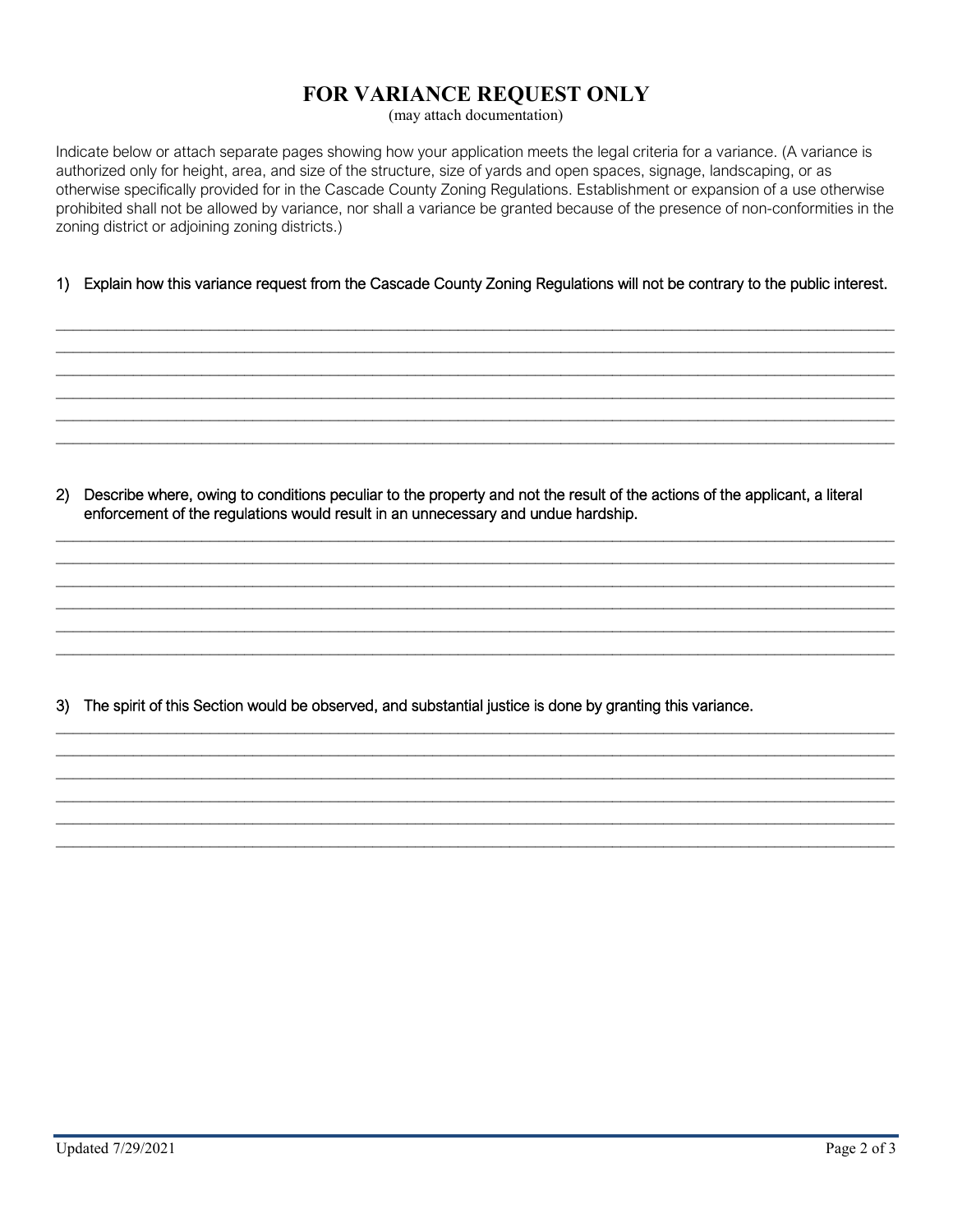# FOR VARIANCE REQUEST ONLY

(may attach documentation)

Indicate below or attach separate pages showing how your application meets the legal criteria for a variance. (A variance is authorized only for height, area, and size of the structure, size of yards and open spaces, signage, landscaping, or as otherwise specifically provided for in the Cascade County Zoning Regulations. Establishment or expansion of a use otherwise prohibited shall not be allowed by variance, nor shall a variance be granted because of the presence of non-conformities in the zoning district or adjoining zoning districts.)

1) Explain how this variance request from the Cascade County Zoning Regulations will not be contrary to the public interest.

_______________________________________________________________________________________________
_______________________________________________________________________________________________
_______________________________________________________________________________________________
_______________________________________________________________________________________________
_______________________________________________________________________________________________
_______________________________________________________________________________________________

2) Describe where, owing to conditions peculiar to the property and not the result of the actions of the applicant, a literal enforcement of the regulations would result in an unnecessary and undue hardship.

_______________________________________________________________________________________________
_______________________________________________________________________________________________
_______________________________________________________________________________________________
_______________________________________________________________________________________________
_______________________________________________________________________________________________
_______________________________________________________________________________________________

3) The spirit of this Section would be observed, and substantial justice is done by granting this variance.

_______________________________________________________________________________________________
_______________________________________________________________________________________________
_______________________________________________________________________________________________
_______________________________________________________________________________________________
_______________________________________________________________________________________________
_______________________________________________________________________________________________

Updated 7/29/2021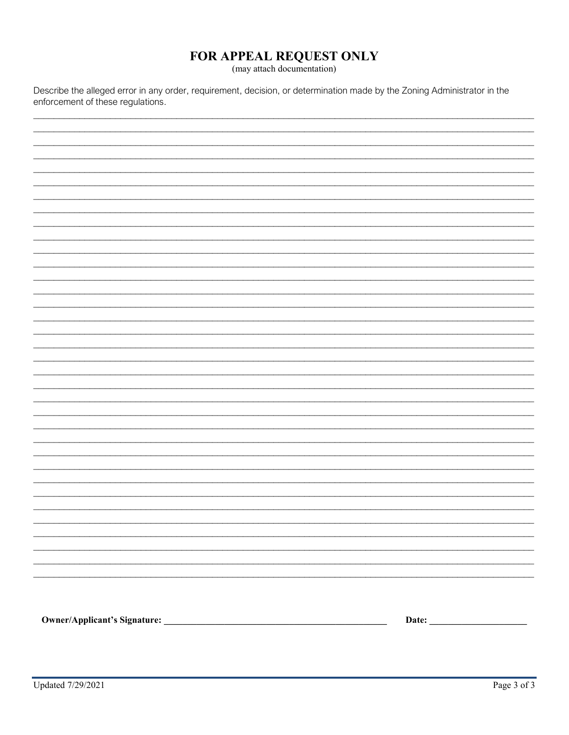# FOR APPEAL REQUEST ONLY

(may attach documentation)

Describe the alleged error in any order, requirement, decision, or determination made by the Zoning Administrator in the enforcement of these regulations.

______________________________________________________________________________________________

______________________________________________________________________________________________

______________________________________________________________________________________________

______________________________________________________________________________________________

______________________________________________________________________________________________

______________________________________________________________________________________________

______________________________________________________________________________________________

______________________________________________________________________________________________

______________________________________________________________________________________________

______________________________________________________________________________________________

______________________________________________________________________________________________

______________________________________________________________________________________________

______________________________________________________________________________________________

______________________________________________________________________________________________

______________________________________________________________________________________________

______________________________________________________________________________________________

______________________________________________________________________________________________

______________________________________________________________________________________________

______________________________________________________________________________________________

______________________________________________________________________________________________

______________________________________________________________________________________________

______________________________________________________________________________________________

______________________________________________________________________________________________

______________________________________________________________________________________________

______________________________________________________________________________________________

______________________________________________________________________________________________

______________________________________________________________________________________________

______________________________________________________________________________________________

______________________________________________________________________________________________

______________________________________________________________________________________________

______________________________________________________________________________________________

______________________________________________________________________________________________

______________________________________________________________________________________________

______________________________________________________________________________________________

**Owner/Applicant's Signature:** ________________________________________ **Date:** ____________________

Updated 7/29/2021